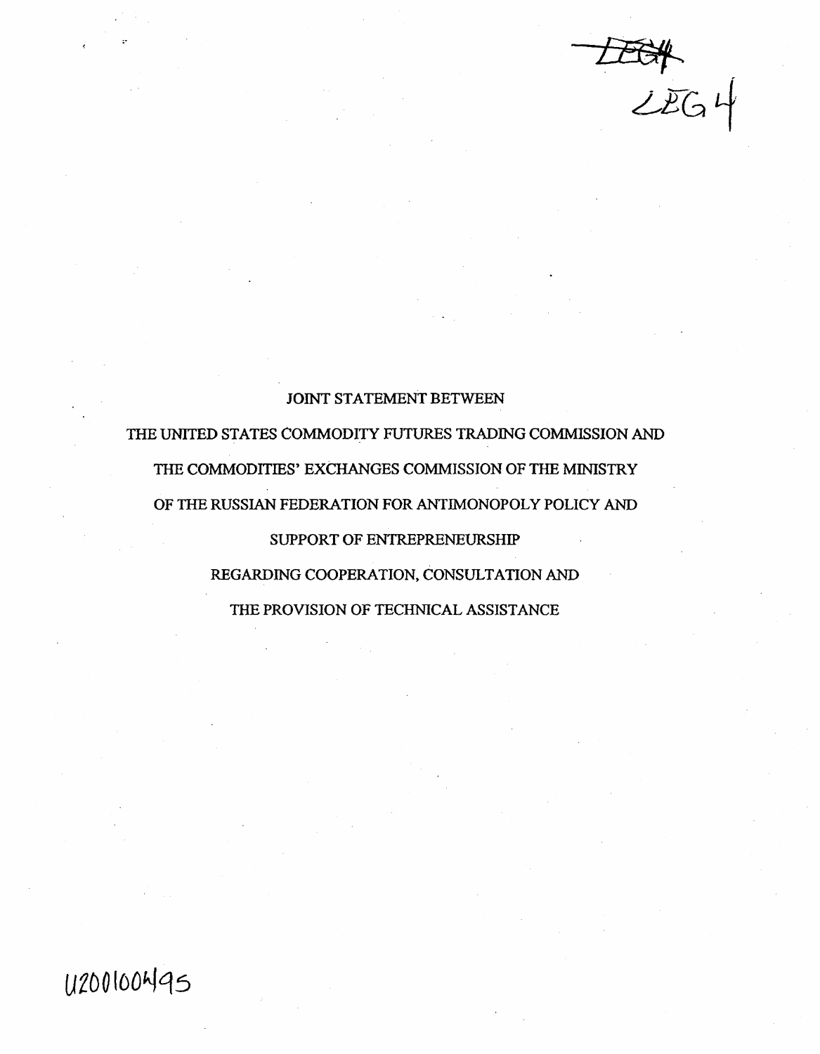LEG4

# JOINT STATEMENT BETWEEN THE UNITED STATES COMMODITY FUTURES TRADING COMMISSION AND THE COMMODITIES' EXCHANGES COMMISSION OF THE MINISTRY OF THE RUSSIAN FEDERATION FOR ANTIMONOPOLY POLICY AND SUPPORT OF ENTREPRENEURSHIP REGARDING COOPERATION, CONSULTATION AND THE PROVISION OF TECHNICAL ASSISTANCE

U200100495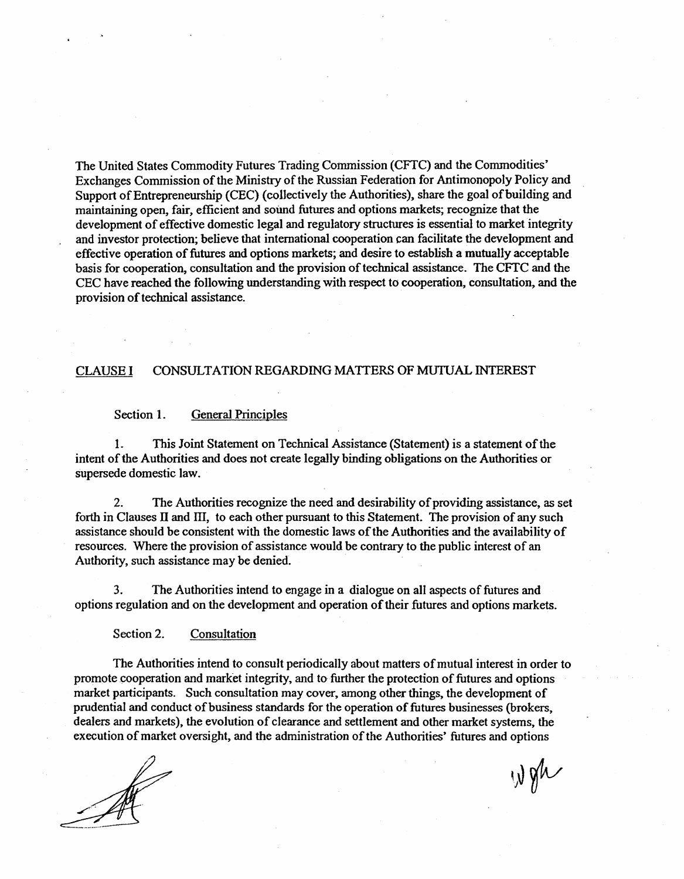The United States Commodity Futures Trading Commission (CFTC) and the Commodities' Exchanges Commission of the Ministry of the Russian Federation for Antimonopoly Policy and Support of Entrepreneurship (CEC) (collectively the Authorities), share the goal of building and maintaining open, fair, efficient and sound futures and options markets; recognize that the development of effective domestic legal and regulatory structures is essential to market integrity and investor protection; believe that international cooperation can facilitate the development and effective operation of futures and options markets; and desire to establish a mutually acceptable basis for cooperation, consultation and the provision of technical assistance. The CFTC and the CEC have reached the following understanding with respect to cooperation, consultation, and the provision of technical assistance.

## <u>CLAUSE I</u> CONSULTATION REGARDING MATTERS OF MUTUAL INTEREST

### Section 1. <u>General Principles</u>

1. This Joint Statement on Technical Assistance (Statement) is a statement of the intent of the Authorities and does not create legally binding obligations on the Authorities or supersede domestic law.

2. The Authorities recognize the need and desirability of providing assistance, as set forth in Clauses II and III, to each other pursuant to this Statement. The provision of any such assistance should be consistent with the domestic laws of the Authorities and the availability of resources. Where the provision of assistance would be contrary to the public interest of an Authority, such assistance may be denied.

3. The Authorities intend to engage in a dialogue on all aspects of futures and options regulation and on the development and operation of their futures and options markets.

### Section 2. <u>Consultation</u>

The Authorities intend to consult periodically about matters of mutual interest in order to promote cooperation and market integrity, and to further the protection of futures and options market participants. Such consultation may cover, among other things, the development of prudential and conduct of business standards for the operation of futures businesses (brokers, dealers and markets), the evolution of clearance and settlement and other market systems, the execution of market oversight, and the administration of the Authorities' futures and options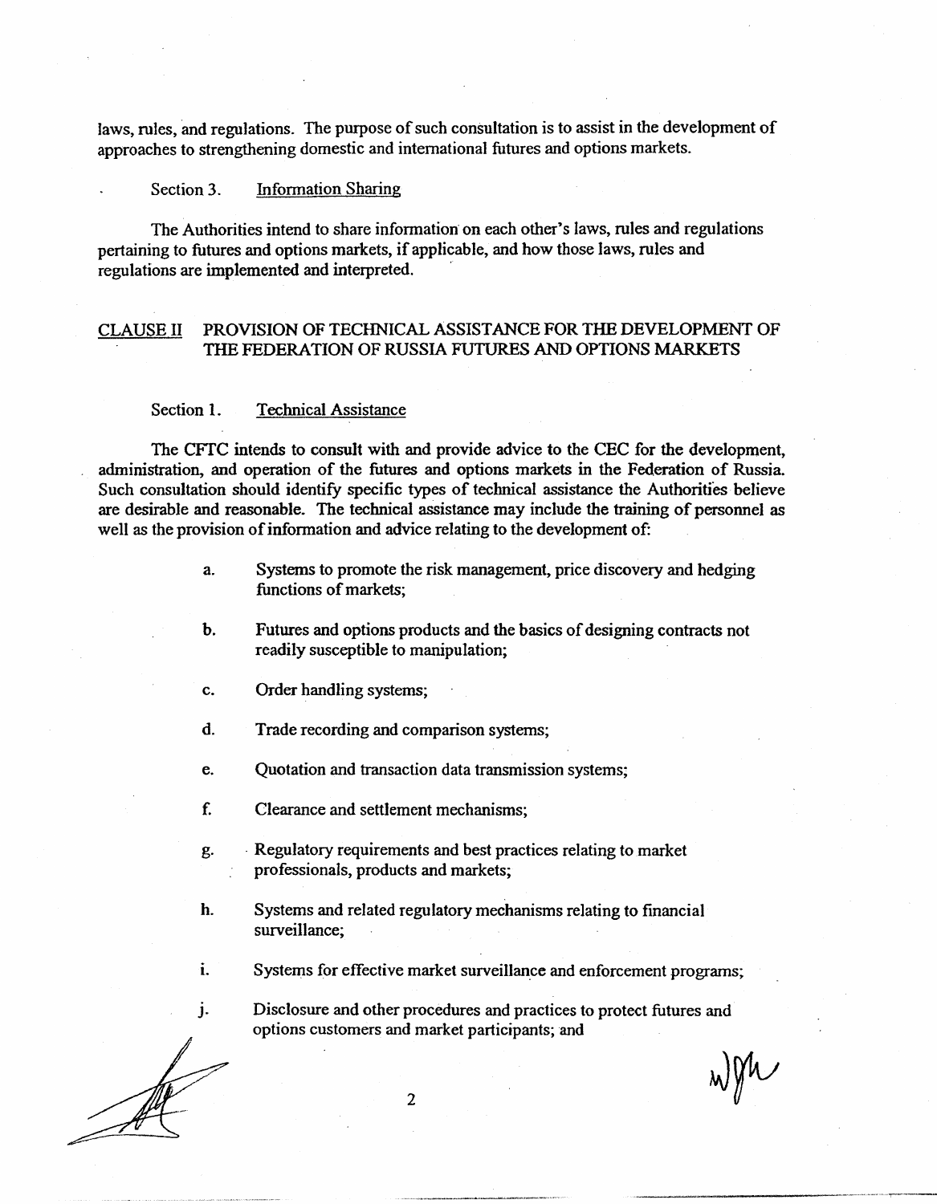laws, rules, and regulations. The purpose of such consultation is to assist in the development of approaches to strengthening domestic and international futures and options markets.

Section 3. Information Sharing

The Authorities intend to share information on each other's laws, rules and regulations pertaining to futures and options markets, if applicable, and how those laws, rules and regulations are implemented and interpreted.

## CLAUSE II PROVISION OF TECHNICAL ASSISTANCE FOR THE DEVELOPMENT OF THE FEDERATION OF RUSSIA FUTURES AND OPTIONS MARKETS

Section 1. Technical Assistance

The CFTC intends to consult with and provide advice to the CEC for the development, administration, and operation of the futures and options markets in the Federation of Russia. Such consultation should identify specific types of technical assistance the Authorities believe are desirable and reasonable. The technical assistance may include the training of personnel as well as the provision of information and advice relating to the development of:

a. Systems to promote the risk management, price discovery and hedging functions of markets;

b. Futures and options products and the basics of designing contracts not readily susceptible to manipulation;

c. Order handling systems;

d. Trade recording and comparison systems;

e. Quotation and transaction data transmission systems;

f. Clearance and settlement mechanisms;

g. Regulatory requirements and best practices relating to market professionals, products and markets;

h. Systems and related regulatory mechanisms relating to financial surveillance;

i. Systems for effective market surveillance and enforcement programs;

j. Disclosure and other procedures and practices to protect futures and options customers and market participants; and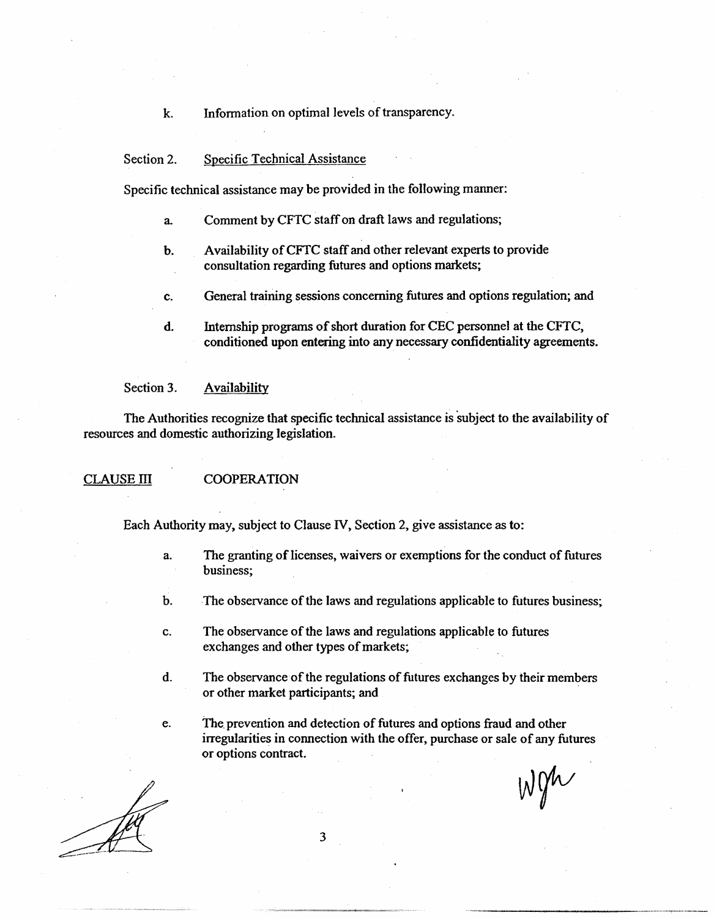k. Information on optimal levels of transparency.

Section 2. Specific Technical Assistance

Specific technical assistance may be provided in the following manner:

a. Comment by CFTC staff on draft laws and regulations;

b. Availability of CFTC staff and other relevant experts to provide consultation regarding futures and options markets;

c. General training sessions concerning futures and options regulation; and

d. Internship programs of short duration for CEC personnel at the CFTC, conditioned upon entering into any necessary confidentiality agreements.

Section 3. Availability

The Authorities recognize that specific technical assistance is subject to the availability of resources and domestic authorizing legislation.

CLAUSE III COOPERATION

Each Authority may, subject to Clause IV, Section 2, give assistance as to:

a. The granting of licenses, waivers or exemptions for the conduct of futures business;

b. The observance of the laws and regulations applicable to futures business;

c. The observance of the laws and regulations applicable to futures exchanges and other types of markets;

d. The observance of the regulations of futures exchanges by their members or other market participants; and

e. The prevention and detection of futures and options fraud and other irregularities in connection with the offer, purchase or sale of any futures or options contract.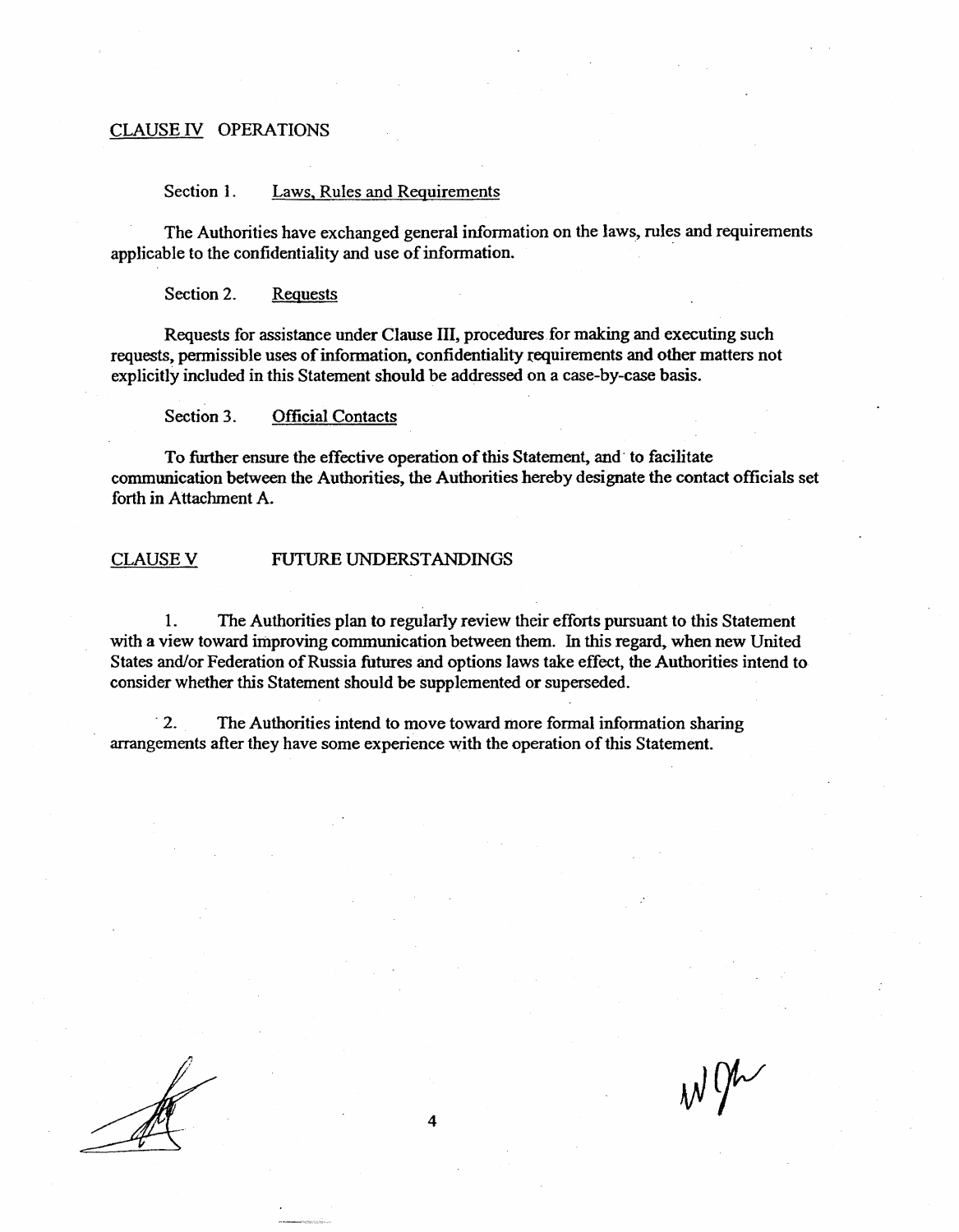## CLAUSE IV OPERATIONS

### Section 1. Laws, Rules and Requirements

The Authorities have exchanged general information on the laws, rules and requirements applicable to the confidentiality and use of information.

### Section 2. Requests

Requests for assistance under Clause III, procedures for making and executing such requests, permissible uses of information, confidentiality requirements and other matters not explicitly included in this Statement should be addressed on a case-by-case basis.

### Section 3. Official Contacts

To further ensure the effective operation of this Statement, and to facilitate communication between the Authorities, the Authorities hereby designate the contact officials set forth in Attachment A.

## CLAUSE V FUTURE UNDERSTANDINGS

1. The Authorities plan to regularly review their efforts pursuant to this Statement with a view toward improving communication between them. In this regard, when new United States and/or Federation of Russia futures and options laws take effect, the Authorities intend to consider whether this Statement should be supplemented or superseded.

2. The Authorities intend to move toward more formal information sharing arrangements after they have some experience with the operation of this Statement.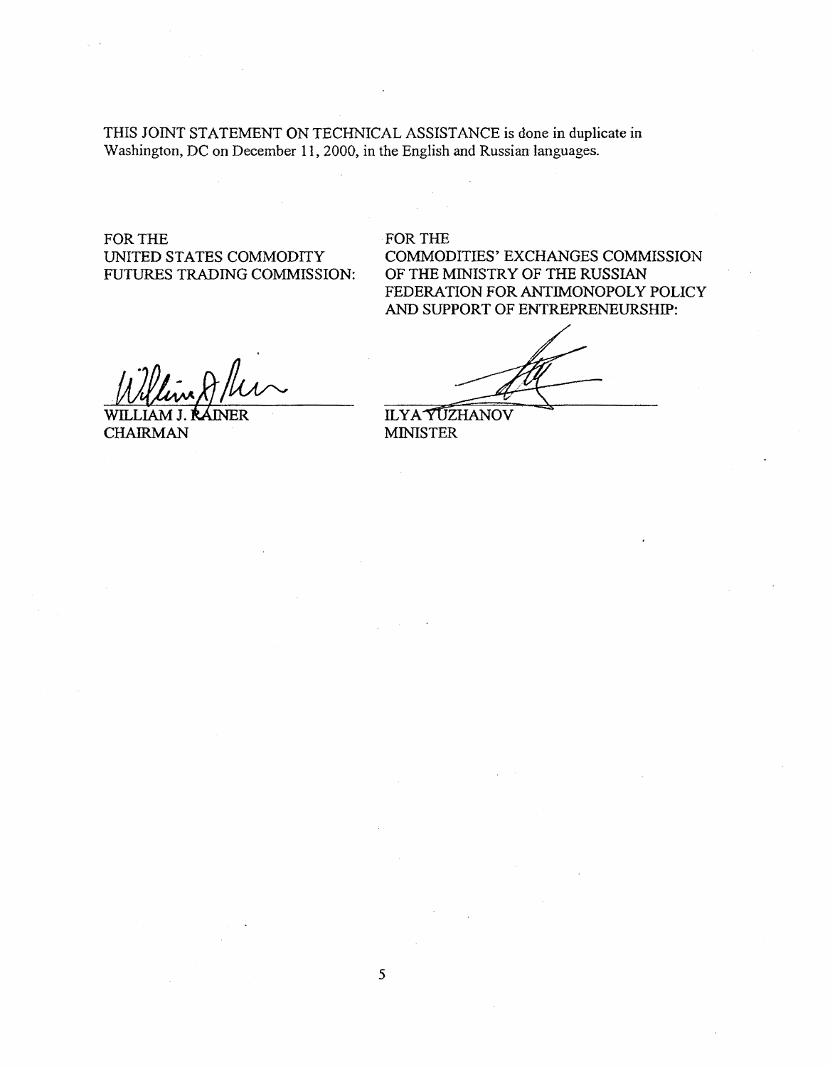THIS JOINT STATEMENT ON TECHNICAL ASSISTANCE is done in duplicate in Washington, DC on December 11, 2000, in the English and Russian languages.

FOR THE
UNITED STATES COMMODITY
FUTURES TRADING COMMISSION:

WILLIAM J. RAINER
CHAIRMAN

FOR THE
COMMODITIES' EXCHANGES COMMISSION
OF THE MINISTRY OF THE RUSSIAN
FEDERATION FOR ANTIMONOPOLY POLICY
AND SUPPORT OF ENTREPRENEURSHIP:

ILYA YUZHANOV
MINISTER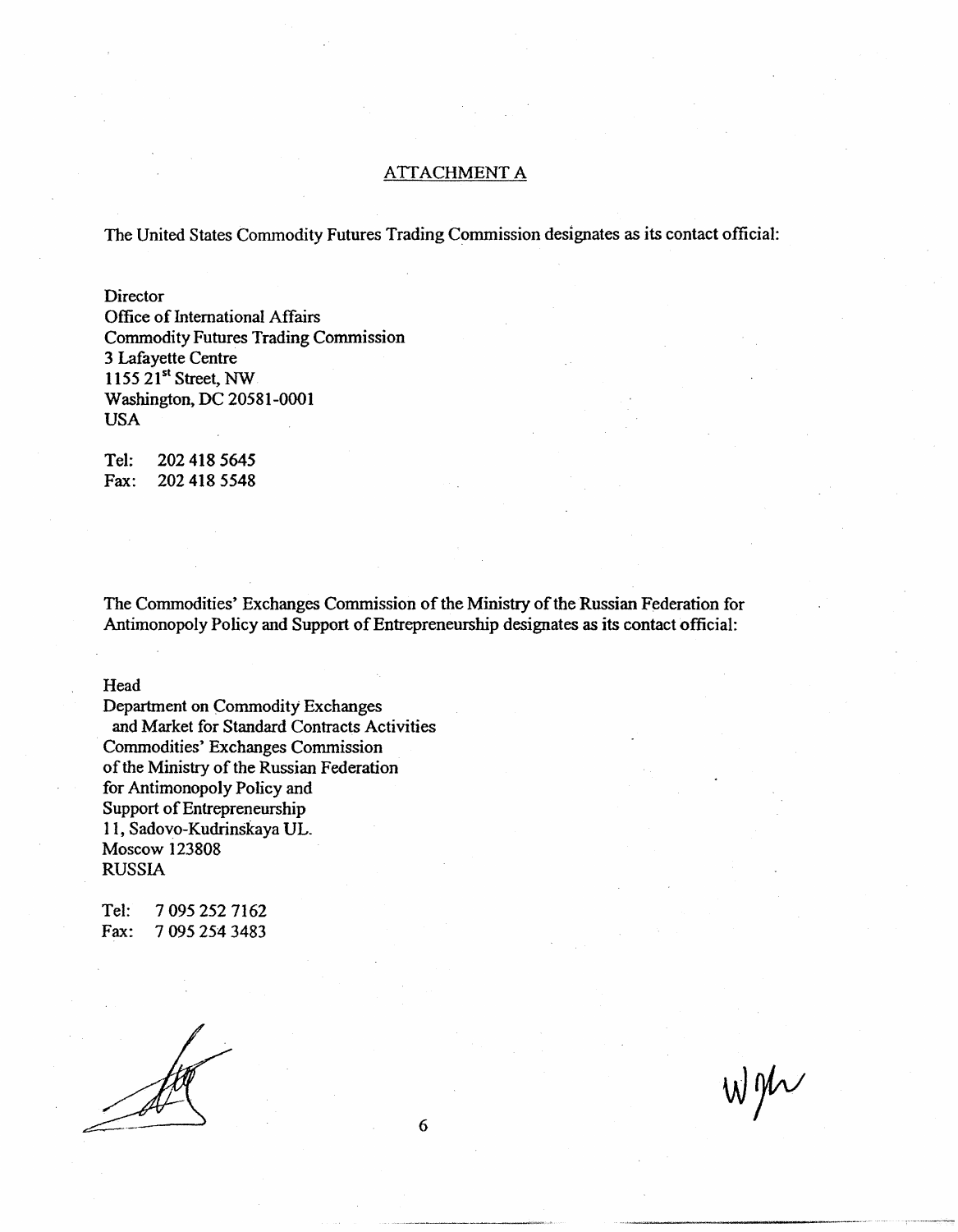# ATTACHMENT A

The United States Commodity Futures Trading Commission designates as its contact official:

Director
Office of International Affairs
Commodity Futures Trading Commission
3 Lafayette Centre
1155 21st Street, NW
Washington, DC 20581-0001
USA

Tel: 202 418 5645
Fax: 202 418 5548

The Commodities' Exchanges Commission of the Ministry of the Russian Federation for Antimonopoly Policy and Support of Entrepreneurship designates as its contact official:

Head
Department on Commodity Exchanges
and Market for Standard Contracts Activities
Commodities' Exchanges Commission
of the Ministry of the Russian Federation
for Antimonopoly Policy and
Support of Entrepreneurship
11, Sadovo-Kudrinskaya UL.
Moscow 123808
RUSSIA

Tel: 7 095 252 7162
Fax: 7 095 254 3483